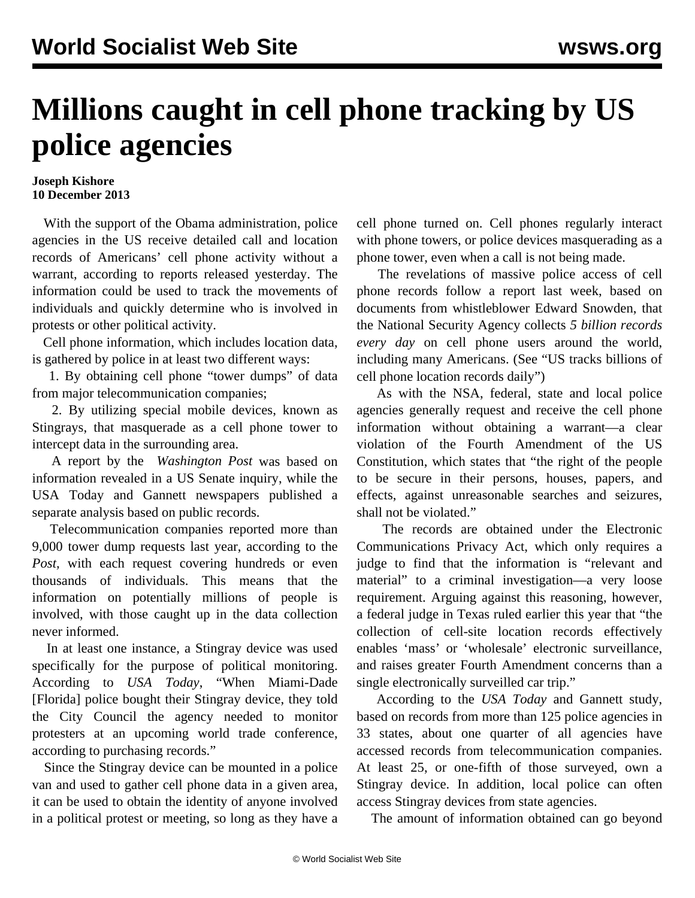# Millions caught in cell phone tracking by US police agencies

**Joseph Kishore**
**10 December 2013**

With the support of the Obama administration, police agencies in the US receive detailed call and location records of Americans' cell phone activity without a warrant, according to reports released yesterday. The information could be used to track the movements of individuals and quickly determine who is involved in protests or other political activity.

Cell phone information, which includes location data, is gathered by police in at least two different ways:

1. By obtaining cell phone "tower dumps" of data from major telecommunication companies;

2. By utilizing special mobile devices, known as Stingrays, that masquerade as a cell phone tower to intercept data in the surrounding area.

A report by the *Washington Post* was based on information revealed in a US Senate inquiry, while the USA Today and Gannett newspapers published a separate analysis based on public records.

Telecommunication companies reported more than 9,000 tower dump requests last year, according to the *Post*, with each request covering hundreds or even thousands of individuals. This means that the information on potentially millions of people is involved, with those caught up in the data collection never informed.

In at least one instance, a Stingray device was used specifically for the purpose of political monitoring. According to *USA Today*, "When Miami-Dade [Florida] police bought their Stingray device, they told the City Council the agency needed to monitor protesters at an upcoming world trade conference, according to purchasing records."

Since the Stingray device can be mounted in a police van and used to gather cell phone data in a given area, it can be used to obtain the identity of anyone involved in a political protest or meeting, so long as they have a cell phone turned on. Cell phones regularly interact with phone towers, or police devices masquerading as a phone tower, even when a call is not being made.

The revelations of massive police access of cell phone records follow a report last week, based on documents from whistleblower Edward Snowden, that the National Security Agency collects *5 billion records every day* on cell phone users around the world, including many Americans. (See "US tracks billions of cell phone location records daily")

As with the NSA, federal, state and local police agencies generally request and receive the cell phone information without obtaining a warrant—a clear violation of the Fourth Amendment of the US Constitution, which states that "the right of the people to be secure in their persons, houses, papers, and effects, against unreasonable searches and seizures, shall not be violated."

The records are obtained under the Electronic Communications Privacy Act, which only requires a judge to find that the information is "relevant and material" to a criminal investigation—a very loose requirement. Arguing against this reasoning, however, a federal judge in Texas ruled earlier this year that "the collection of cell-site location records effectively enables 'mass' or 'wholesale' electronic surveillance, and raises greater Fourth Amendment concerns than a single electronically surveilled car trip."

According to the *USA Today* and Gannett study, based on records from more than 125 police agencies in 33 states, about one quarter of all agencies have accessed records from telecommunication companies. At least 25, or one-fifth of those surveyed, own a Stingray device. In addition, local police can often access Stingray devices from state agencies.

The amount of information obtained can go beyond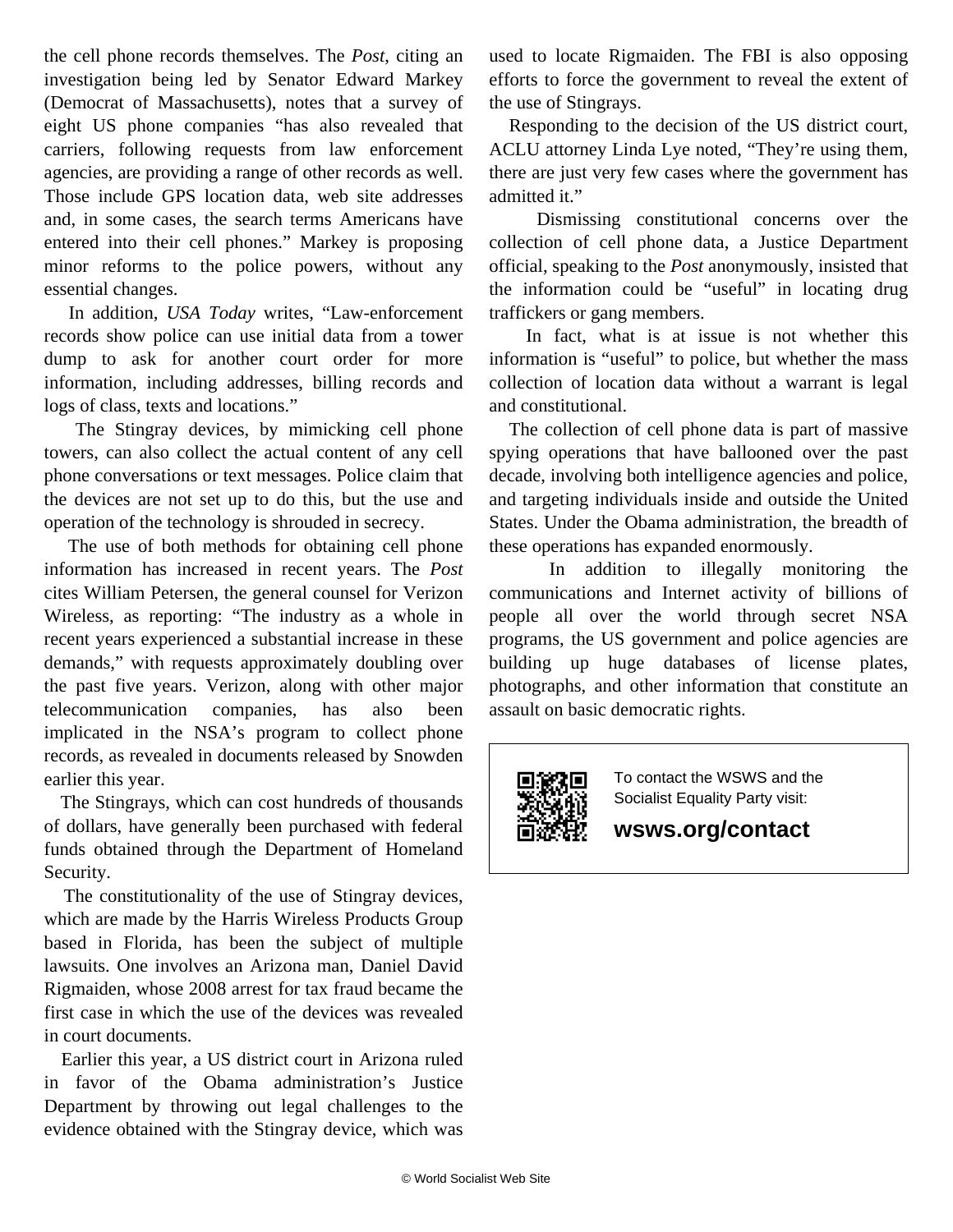the cell phone records themselves. The *Post*, citing an investigation being led by Senator Edward Markey (Democrat of Massachusetts), notes that a survey of eight US phone companies “has also revealed that carriers, following requests from law enforcement agencies, are providing a range of other records as well. Those include GPS location data, web site addresses and, in some cases, the search terms Americans have entered into their cell phones.” Markey is proposing minor reforms to the police powers, without any essential changes.

In addition, *USA Today* writes, “Law-enforcement records show police can use initial data from a tower dump to ask for another court order for more information, including addresses, billing records and logs of class, texts and locations.”

The Stingray devices, by mimicking cell phone towers, can also collect the actual content of any cell phone conversations or text messages. Police claim that the devices are not set up to do this, but the use and operation of the technology is shrouded in secrecy.

The use of both methods for obtaining cell phone information has increased in recent years. The *Post* cites William Petersen, the general counsel for Verizon Wireless, as reporting: “The industry as a whole in recent years experienced a substantial increase in these demands,” with requests approximately doubling over the past five years. Verizon, along with other major telecommunication companies, has also been implicated in the NSA’s program to collect phone records, as revealed in documents released by Snowden earlier this year.

The Stingrays, which can cost hundreds of thousands of dollars, have generally been purchased with federal funds obtained through the Department of Homeland Security.

The constitutionality of the use of Stingray devices, which are made by the Harris Wireless Products Group based in Florida, has been the subject of multiple lawsuits. One involves an Arizona man, Daniel David Rigmaiden, whose 2008 arrest for tax fraud became the first case in which the use of the devices was revealed in court documents.

Earlier this year, a US district court in Arizona ruled in favor of the Obama administration’s Justice Department by throwing out legal challenges to the evidence obtained with the Stingray device, which was used to locate Rigmaiden. The FBI is also opposing efforts to force the government to reveal the extent of the use of Stingrays.

Responding to the decision of the US district court, ACLU attorney Linda Lye noted, “They’re using them, there are just very few cases where the government has admitted it.”

Dismissing constitutional concerns over the collection of cell phone data, a Justice Department official, speaking to the *Post* anonymously, insisted that the information could be “useful” in locating drug traffickers or gang members.

In fact, what is at issue is not whether this information is “useful” to police, but whether the mass collection of location data without a warrant is legal and constitutional.

The collection of cell phone data is part of massive spying operations that have ballooned over the past decade, involving both intelligence agencies and police, and targeting individuals inside and outside the United States. Under the Obama administration, the breadth of these operations has expanded enormously.

In addition to illegally monitoring the communications and Internet activity of billions of people all over the world through secret NSA programs, the US government and police agencies are building up huge databases of license plates, photographs, and other information that constitute an assault on basic democratic rights.

To contact the WSWS and the Socialist Equality Party visit:

**wsws.org/contact**